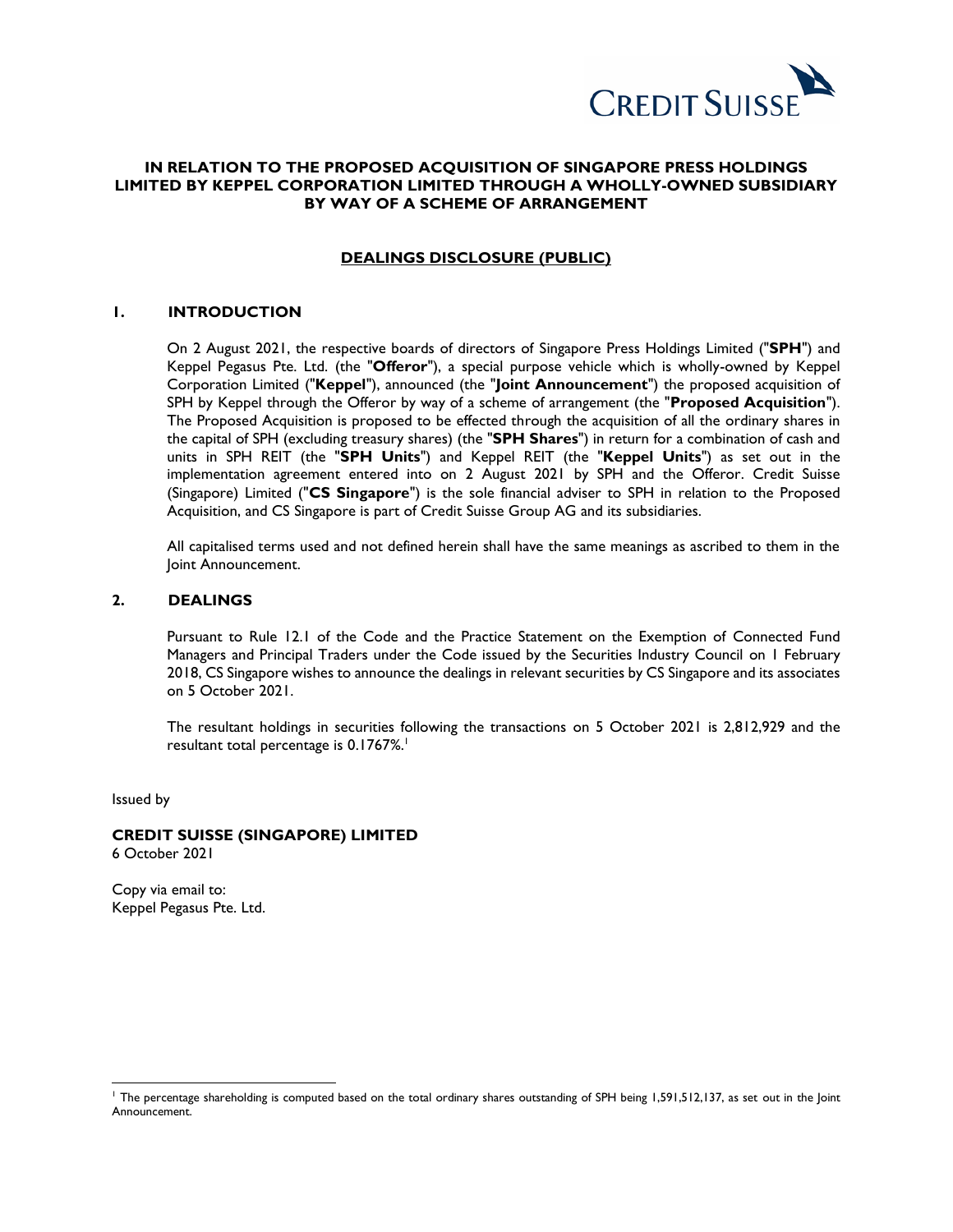**IN RELATION TO THE PROPOSED ACQUISITION OF SINGAPORE PRESS HOLDINGS LIMITED BY KEPPEL CORPORATION LIMITED THROUGH A WHOLLY-OWNED SUBSIDIARY BY WAY OF A SCHEME OF ARRANGEMENT**

**DEALINGS DISCLOSURE (PUBLIC)**

## 1. INTRODUCTION

On 2 August 2021, the respective boards of directors of Singapore Press Holdings Limited ("**SPH**") and Keppel Pegasus Pte. Ltd. (the "**Offeror**"), a special purpose vehicle which is wholly-owned by Keppel Corporation Limited ("**Keppel**"), announced (the "**Joint Announcement**") the proposed acquisition of SPH by Keppel through the Offeror by way of a scheme of arrangement (the "**Proposed Acquisition**"). The Proposed Acquisition is proposed to be effected through the acquisition of all the ordinary shares in the capital of SPH (excluding treasury shares) (the "**SPH Shares**") in return for a combination of cash and units in SPH REIT (the "**SPH Units**") and Keppel REIT (the "**Keppel Units**") as set out in the implementation agreement entered into on 2 August 2021 by SPH and the Offeror. Credit Suisse (Singapore) Limited ("**CS Singapore**") is the sole financial adviser to SPH in relation to the Proposed Acquisition, and CS Singapore is part of Credit Suisse Group AG and its subsidiaries.

All capitalised terms used and not defined herein shall have the same meanings as ascribed to them in the Joint Announcement.

## 2. DEALINGS

Pursuant to Rule 12.1 of the Code and the Practice Statement on the Exemption of Connected Fund Managers and Principal Traders under the Code issued by the Securities Industry Council on 1 February 2018, CS Singapore wishes to announce the dealings in relevant securities by CS Singapore and its associates on 5 October 2021.

The resultant holdings in securities following the transactions on 5 October 2021 is 2,812,929 and the resultant total percentage is 0.1767%.[1]

Issued by

**CREDIT SUISSE (SINGAPORE) LIMITED**
6 October 2021

Copy via email to:
Keppel Pegasus Pte. Ltd.

---

[1] The percentage shareholding is computed based on the total ordinary shares outstanding of SPH being 1,591,512,137, as set out in the Joint Announcement.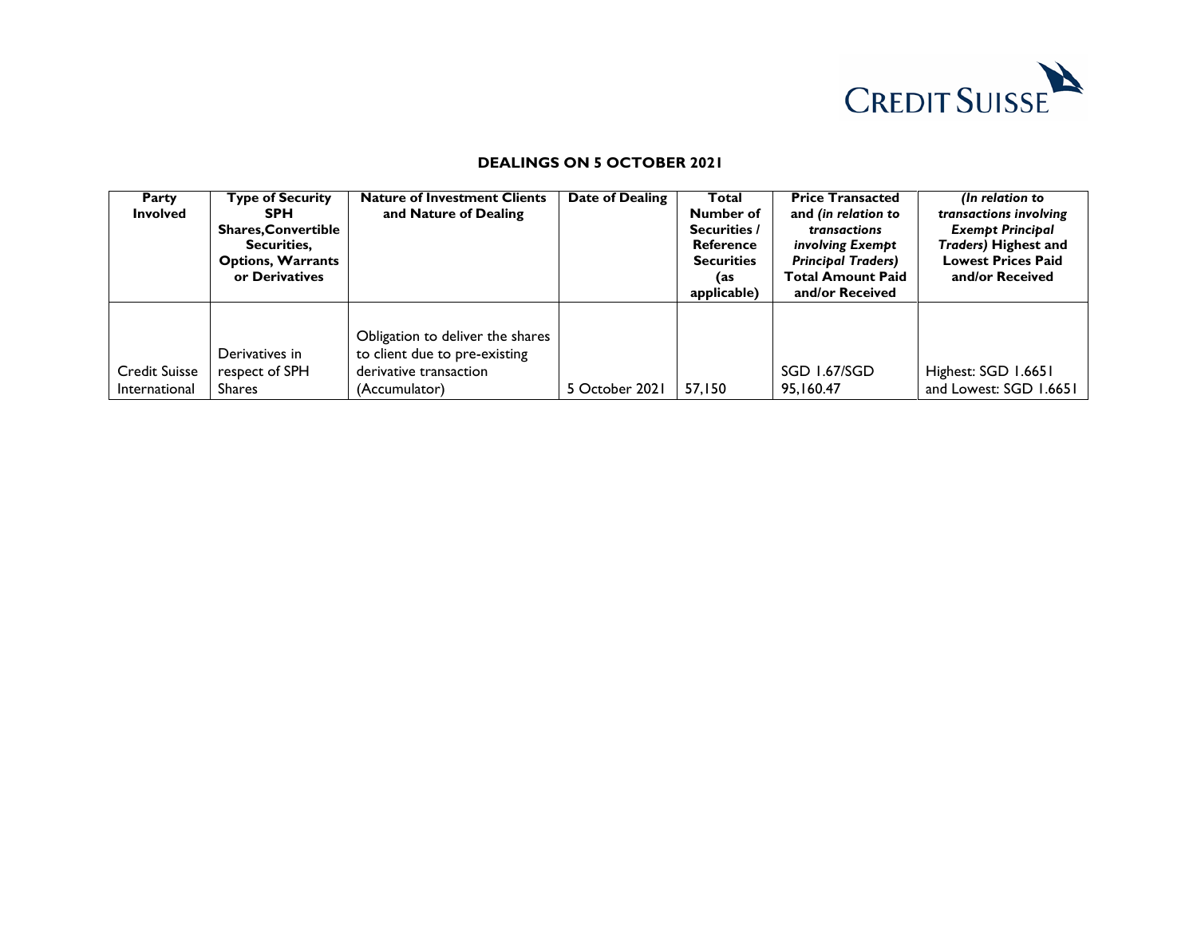## DEALINGS ON 5 OCTOBER 2021

| Party Involved | Type of Security SPH Shares,Convertible Securities, Options, Warrants or Derivatives | Nature of Investment Clients and Nature of Dealing | Date of Dealing | Total Number of Securities / Reference Securities (as applicable) | Price Transacted and *(in relation to transactions involving Exempt Principal Traders)* Total Amount Paid and/or Received | *(In relation to transactions involving Exempt Principal Traders)* Highest and Lowest Prices Paid and/or Received |
|---|---|---|---|---|---|---|
| Credit Suisse International | Derivatives in respect of SPH Shares | Obligation to deliver the shares to client due to pre-existing derivative transaction (Accumulator) | 5 October 2021 | 57,150 | SGD 1.67/SGD 95,160.47 | Highest: SGD 1.6651 and Lowest: SGD 1.6651 |